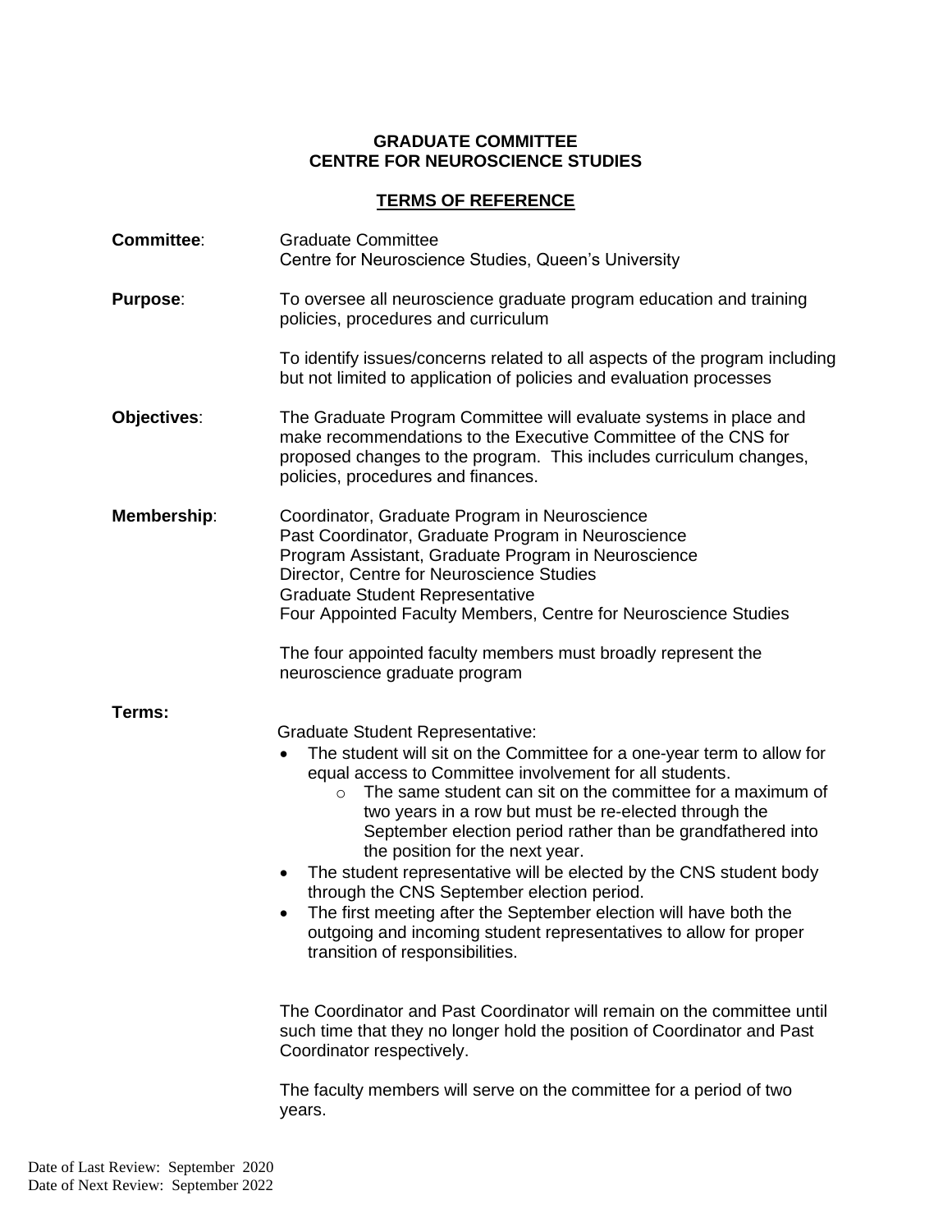**GRADUATE COMMITTEE**
**CENTRE FOR NEUROSCIENCE STUDIES**

**TERMS OF REFERENCE**

**Committee**: Graduate Committee
Centre for Neuroscience Studies, Queen's University

**Purpose**: To oversee all neuroscience graduate program education and training policies, procedures and curriculum

To identify issues/concerns related to all aspects of the program including but not limited to application of policies and evaluation processes

**Objectives**: The Graduate Program Committee will evaluate systems in place and make recommendations to the Executive Committee of the CNS for proposed changes to the program. This includes curriculum changes, policies, procedures and finances.

**Membership**:

Coordinator, Graduate Program in Neuroscience
Past Coordinator, Graduate Program in Neuroscience
Program Assistant, Graduate Program in Neuroscience
Director, Centre for Neuroscience Studies
Graduate Student Representative
Four Appointed Faculty Members, Centre for Neuroscience Studies

The four appointed faculty members must broadly represent the neuroscience graduate program

**Terms:**

Graduate Student Representative:

- The student will sit on the Committee for a one-year term to allow for equal access to Committee involvement for all students.
    - The same student can sit on the committee for a maximum of two years in a row but must be re-elected through the September election period rather than be grandfathered into the position for the next year.
- The student representative will be elected by the CNS student body through the CNS September election period.
- The first meeting after the September election will have both the outgoing and incoming student representatives to allow for proper transition of responsibilities.

The Coordinator and Past Coordinator will remain on the committee until such time that they no longer hold the position of Coordinator and Past Coordinator respectively.

The faculty members will serve on the committee for a period of two years.

Date of Last Review: September 2020
Date of Next Review: September 2022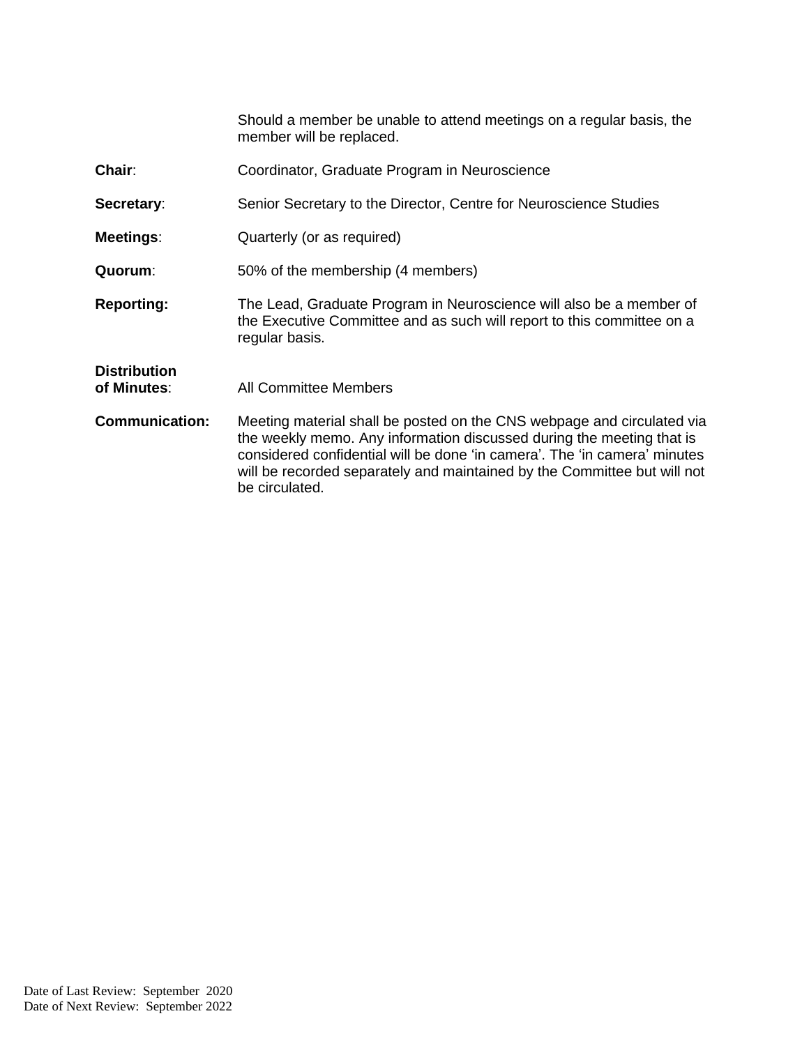Should a member be unable to attend meetings on a regular basis, the member will be replaced.

**Chair**: Coordinator, Graduate Program in Neuroscience

**Secretary**: Senior Secretary to the Director, Centre for Neuroscience Studies

**Meetings**: Quarterly (or as required)

**Quorum**: 50% of the membership (4 members)

**Reporting:** The Lead, Graduate Program in Neuroscience will also be a member of the Executive Committee and as such will report to this committee on a regular basis.

**Distribution of Minutes**: All Committee Members

**Communication:** Meeting material shall be posted on the CNS webpage and circulated via the weekly memo. Any information discussed during the meeting that is considered confidential will be done 'in camera'. The 'in camera' minutes will be recorded separately and maintained by the Committee but will not be circulated.

Date of Last Review: September 2020
Date of Next Review: September 2022